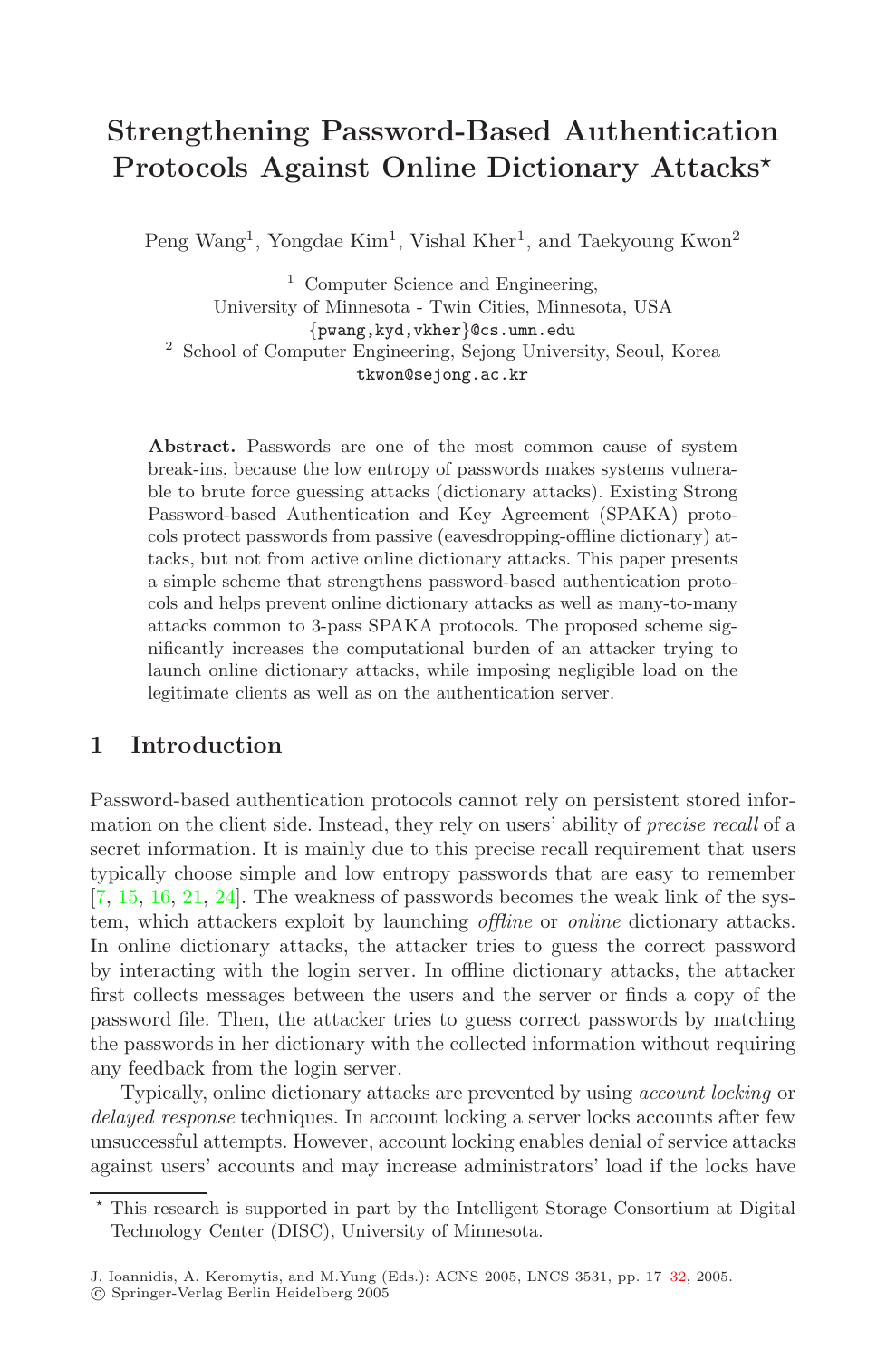# Strengthening Password-Based Authentication Protocols Against Online Dictionary Attacks*

Peng Wang[1], Yongdae Kim[1], Vishal Kher[1], and Taekyoung Kwon[2]

[1] Computer Science and Engineering,
University of Minnesota - Twin Cities, Minnesota, USA
{pwang,kyd,vkher}@cs.umn.edu

[2] School of Computer Engineering, Sejong University, Seoul, Korea
tkwon@sejong.ac.kr

**Abstract.** Passwords are one of the most common cause of system break-ins, because the low entropy of passwords makes systems vulnerable to brute force guessing attacks (dictionary attacks). Existing Strong Password-based Authentication and Key Agreement (SPAKA) protocols protect passwords from passive (eavesdropping-offline dictionary) attacks, but not from active online dictionary attacks. This paper presents a simple scheme that strengthens password-based authentication protocols and helps prevent online dictionary attacks as well as many-to-many attacks common to 3-pass SPAKA protocols. The proposed scheme significantly increases the computational burden of an attacker trying to launch online dictionary attacks, while imposing negligible load on the legitimate clients as well as on the authentication server.

## 1 Introduction

Password-based authentication protocols cannot rely on persistent stored information on the client side. Instead, they rely on users' ability of *precise recall* of a secret information. It is mainly due to this precise recall requirement that users typically choose simple and low entropy passwords that are easy to remember [7, 15, 16, 21, 24]. The weakness of passwords becomes the weak link of the system, which attackers exploit by launching *offline* or *online* dictionary attacks. In online dictionary attacks, the attacker tries to guess the correct password by interacting with the login server. In offline dictionary attacks, the attacker first collects messages between the users and the server or finds a copy of the password file. Then, the attacker tries to guess correct passwords by matching the passwords in her dictionary with the collected information without requiring any feedback from the login server.

Typically, online dictionary attacks are prevented by using *account locking* or *delayed response* techniques. In account locking a server locks accounts after few unsuccessful attempts. However, account locking enables denial of service attacks against users' accounts and may increase administrators' load if the locks have

* This research is supported in part by the Intelligent Storage Consortium at Digital Technology Center (DISC), University of Minnesota.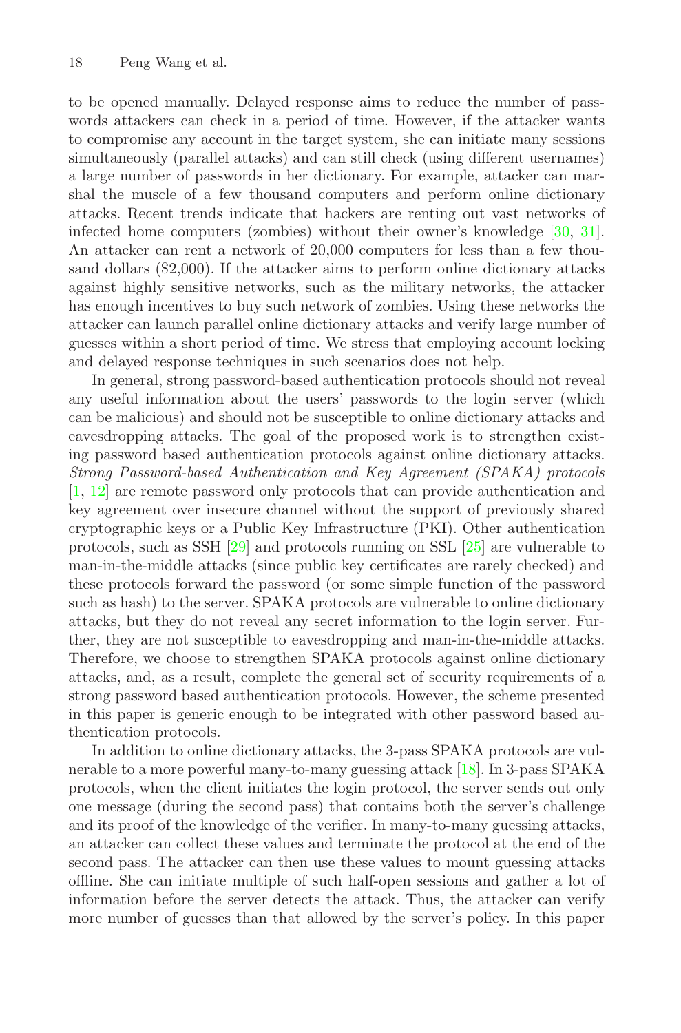to be opened manually. Delayed response aims to reduce the number of passwords attackers can check in a period of time. However, if the attacker wants to compromise any account in the target system, she can initiate many sessions simultaneously (parallel attacks) and can still check (using different usernames) a large number of passwords in her dictionary. For example, attacker can marshal the muscle of a few thousand computers and perform online dictionary attacks. Recent trends indicate that hackers are renting out vast networks of infected home computers (zombies) without their owner's knowledge [30, 31]. An attacker can rent a network of 20,000 computers for less than a few thousand dollars ($2,000). If the attacker aims to perform online dictionary attacks against highly sensitive networks, such as the military networks, the attacker has enough incentives to buy such network of zombies. Using these networks the attacker can launch parallel online dictionary attacks and verify large number of guesses within a short period of time. We stress that employing account locking and delayed response techniques in such scenarios does not help.

In general, strong password-based authentication protocols should not reveal any useful information about the users' passwords to the login server (which can be malicious) and should not be susceptible to online dictionary attacks and eavesdropping attacks. The goal of the proposed work is to strengthen existing password based authentication protocols against online dictionary attacks. *Strong Password-based Authentication and Key Agreement (SPAKA) protocols* [1, 12] are remote password only protocols that can provide authentication and key agreement over insecure channel without the support of previously shared cryptographic keys or a Public Key Infrastructure (PKI). Other authentication protocols, such as SSH [29] and protocols running on SSL [25] are vulnerable to man-in-the-middle attacks (since public key certificates are rarely checked) and these protocols forward the password (or some simple function of the password such as hash) to the server. SPAKA protocols are vulnerable to online dictionary attacks, but they do not reveal any secret information to the login server. Further, they are not susceptible to eavesdropping and man-in-the-middle attacks. Therefore, we choose to strengthen SPAKA protocols against online dictionary attacks, and, as a result, complete the general set of security requirements of a strong password based authentication protocols. However, the scheme presented in this paper is generic enough to be integrated with other password based authentication protocols.

In addition to online dictionary attacks, the 3-pass SPAKA protocols are vulnerable to a more powerful many-to-many guessing attack [18]. In 3-pass SPAKA protocols, when the client initiates the login protocol, the server sends out only one message (during the second pass) that contains both the server's challenge and its proof of the knowledge of the verifier. In many-to-many guessing attacks, an attacker can collect these values and terminate the protocol at the end of the second pass. The attacker can then use these values to mount guessing attacks offline. She can initiate multiple of such half-open sessions and gather a lot of information before the server detects the attack. Thus, the attacker can verify more number of guesses than that allowed by the server's policy. In this paper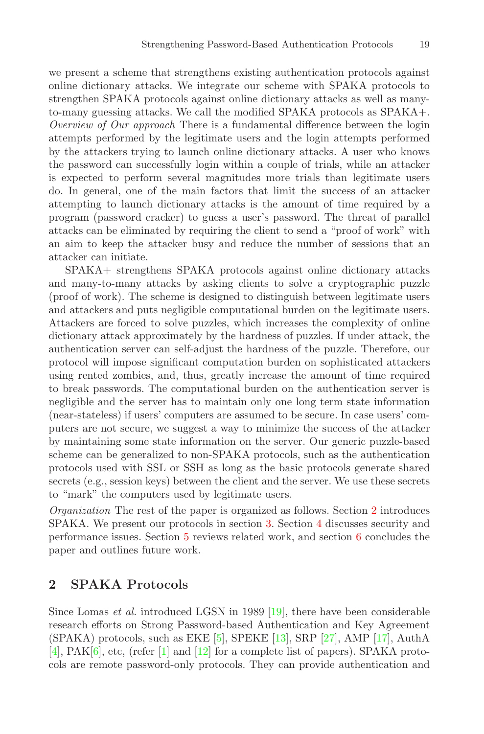we present a scheme that strengthens existing authentication protocols against online dictionary attacks. We integrate our scheme with SPAKA protocols to strengthen SPAKA protocols against online dictionary attacks as well as many-to-many guessing attacks. We call the modified SPAKA protocols as SPAKA+.

*Overview of Our approach* There is a fundamental difference between the login attempts performed by the legitimate users and the login attempts performed by the attackers trying to launch online dictionary attacks. A user who knows the password can successfully login within a couple of trials, while an attacker is expected to perform several magnitudes more trials than legitimate users do. In general, one of the main factors that limit the success of an attacker attempting to launch dictionary attacks is the amount of time required by a program (password cracker) to guess a user's password. The threat of parallel attacks can be eliminated by requiring the client to send a "proof of work" with an aim to keep the attacker busy and reduce the number of sessions that an attacker can initiate.

SPAKA+ strengthens SPAKA protocols against online dictionary attacks and many-to-many attacks by asking clients to solve a cryptographic puzzle (proof of work). The scheme is designed to distinguish between legitimate users and attackers and puts negligible computational burden on the legitimate users. Attackers are forced to solve puzzles, which increases the complexity of online dictionary attack approximately by the hardness of puzzles. If under attack, the authentication server can self-adjust the hardness of the puzzle. Therefore, our protocol will impose significant computation burden on sophisticated attackers using rented zombies, and, thus, greatly increase the amount of time required to break passwords. The computational burden on the authentication server is negligible and the server has to maintain only one long term state information (near-stateless) if users' computers are assumed to be secure. In case users' computers are not secure, we suggest a way to minimize the success of the attacker by maintaining some state information on the server. Our generic puzzle-based scheme can be generalized to non-SPAKA protocols, such as the authentication protocols used with SSL or SSH as long as the basic protocols generate shared secrets (e.g., session keys) between the client and the server. We use these secrets to "mark" the computers used by legitimate users.

*Organization* The rest of the paper is organized as follows. Section 2 introduces SPAKA. We present our protocols in section 3. Section 4 discusses security and performance issues. Section 5 reviews related work, and section 6 concludes the paper and outlines future work.

## 2 SPAKA Protocols

Since Lomas *et al.* introduced LGSN in 1989 [19], there have been considerable research efforts on Strong Password-based Authentication and Key Agreement (SPAKA) protocols, such as EKE [5], SPEKE [13], SRP [27], AMP [17], AuthA [4], PAK[6], etc, (refer [1] and [12] for a complete list of papers). SPAKA protocols are remote password-only protocols. They can provide authentication and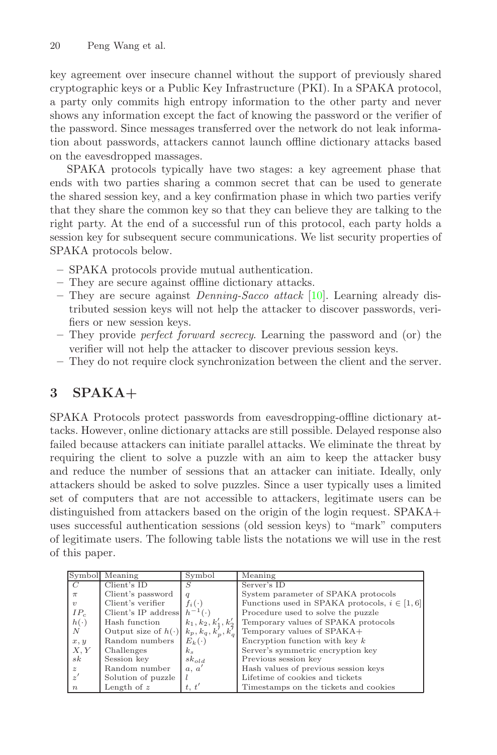key agreement over insecure channel without the support of previously shared cryptographic keys or a Public Key Infrastructure (PKI). In a SPAKA protocol, a party only commits high entropy information to the other party and never shows any information except the fact of knowing the password or the verifier of the password. Since messages transferred over the network do not leak information about passwords, attackers cannot launch offline dictionary attacks based on the eavesdropped massages.

SPAKA protocols typically have two stages: a key agreement phase that ends with two parties sharing a common secret that can be used to generate the shared session key, and a key confirmation phase in which two parties verify that they share the common key so that they can believe they are talking to the right party. At the end of a successful run of this protocol, each party holds a session key for subsequent secure communications. We list security properties of SPAKA protocols below.

- SPAKA protocols provide mutual authentication.
- They are secure against offline dictionary attacks.
- They are secure against *Denning-Sacco attack* [10]. Learning already distributed session keys will not help the attacker to discover passwords, verifiers or new session keys.
- They provide *perfect forward secrecy*. Learning the password and (or) the verifier will not help the attacker to discover previous session keys.
- They do not require clock synchronization between the client and the server.

## 3 SPAKA+

SPAKA Protocols protect passwords from eavesdropping-offline dictionary attacks. However, online dictionary attacks are still possible. Delayed response also failed because attackers can initiate parallel attacks. We eliminate the threat by requiring the client to solve a puzzle with an aim to keep the attacker busy and reduce the number of sessions that an attacker can initiate. Ideally, only attackers should be asked to solve puzzles. Since a user typically uses a limited set of computers that are not accessible to attackers, legitimate users can be distinguished from attackers based on the origin of the login request. SPAKA+ uses successful authentication sessions (old session keys) to "mark" computers of legitimate users. The following table lists the notations we will use in the rest of this paper.

| Symbol | Meaning | Symbol | Meaning |
|---|---|---|---|
| $C$ | Client's ID | $S$ | Server's ID |
| $\pi$ | Client's password | $q$ | System parameter of SPAKA protocols |
| $v$ | Client's verifier | $f_i(\cdot)$ | Functions used in SPAKA protocols, $i \in [1, 6]$ |
| $IP_c$ | Client's IP address | $h^{-1}(\cdot)$ | Procedure used to solve the puzzle |
| $h(\cdot)$ | Hash function | $k_1, k_2, k_1', k_2'$ | Temporary values of SPAKA protocols |
| $N$ | Output size of $h(\cdot)$ | $k_p, k_q, k_p', k_q'$ | Temporary values of SPAKA+ |
| $x, y$ | Random numbers | $E_k(\cdot)$ | Encryption function with key $k$ |
| $X, Y$ | Challenges | $k_s$ | Server's symmetric encryption key |
| $sk$ | Session key | $sk_{old}$ | Previous session key |
| $z$ | Random number | $a,\ a'$ | Hash values of previous session keys |
| $z'$ | Solution of puzzle | $l$ | Lifetime of cookies and tickets |
| $n$ | Length of $z$ | $t,\ t'$ | Timestamps on the tickets and cookies |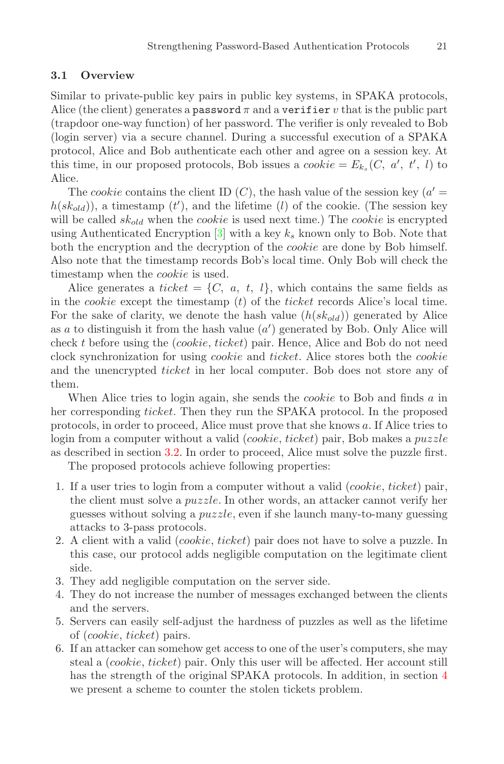### 3.1 Overview

Similar to private-public key pairs in public key systems, in SPAKA protocols, Alice (the client) generates a `password` $\pi$ and a `verifier` $v$ that is the public part (trapdoor one-way function) of her password. The verifier is only revealed to Bob (login server) via a secure channel. During a successful execution of a SPAKA protocol, Alice and Bob authenticate each other and agree on a session key. At this time, in our proposed protocols, Bob issues a *cookie* $= E_{k_s}(C,\ a',\ t',\ l)$ to Alice.

The *cookie* contains the client ID ($C$), the hash value of the session key ($a' = h(sk_{old})$), a timestamp ($t'$), and the lifetime ($l$) of the cookie. (The session key will be called $sk_{old}$ when the *cookie* is used next time.) The *cookie* is encrypted using Authenticated Encryption [3] with a key $k_s$ known only to Bob. Note that both the encryption and the decryption of the *cookie* are done by Bob himself. Also note that the timestamp records Bob's local time. Only Bob will check the timestamp when the *cookie* is used.

Alice generates a *ticket* $= \{C,\ a,\ t,\ l\}$, which contains the same fields as in the *cookie* except the timestamp ($t$) of the *ticket* records Alice's local time. For the sake of clarity, we denote the hash value ($h(sk_{old})$) generated by Alice as $a$ to distinguish it from the hash value ($a'$) generated by Bob. Only Alice will check $t$ before using the (*cookie*, *ticket*) pair. Hence, Alice and Bob do not need clock synchronization for using *cookie* and *ticket*. Alice stores both the *cookie* and the unencrypted *ticket* in her local computer. Bob does not store any of them.

When Alice tries to login again, she sends the *cookie* to Bob and finds $a$ in her corresponding *ticket*. Then they run the SPAKA protocol. In the proposed protocols, in order to proceed, Alice must prove that she knows $a$. If Alice tries to login from a computer without a valid (*cookie*, *ticket*) pair, Bob makes a *puzzle* as described in section 3.2. In order to proceed, Alice must solve the puzzle first.

The proposed protocols achieve following properties:

1. If a user tries to login from a computer without a valid (*cookie*, *ticket*) pair, the client must solve a *puzzle*. In other words, an attacker cannot verify her guesses without solving a *puzzle*, even if she launch many-to-many guessing attacks to 3-pass protocols.
2. A client with a valid (*cookie*, *ticket*) pair does not have to solve a puzzle. In this case, our protocol adds negligible computation on the legitimate client side.
3. They add negligible computation on the server side.
4. They do not increase the number of messages exchanged between the clients and the servers.
5. Servers can easily self-adjust the hardness of puzzles as well as the lifetime of (*cookie*, *ticket*) pairs.
6. If an attacker can somehow get access to one of the user's computers, she may steal a (*cookie*, *ticket*) pair. Only this user will be affected. Her account still has the strength of the original SPAKA protocols. In addition, in section 4 we present a scheme to counter the stolen tickets problem.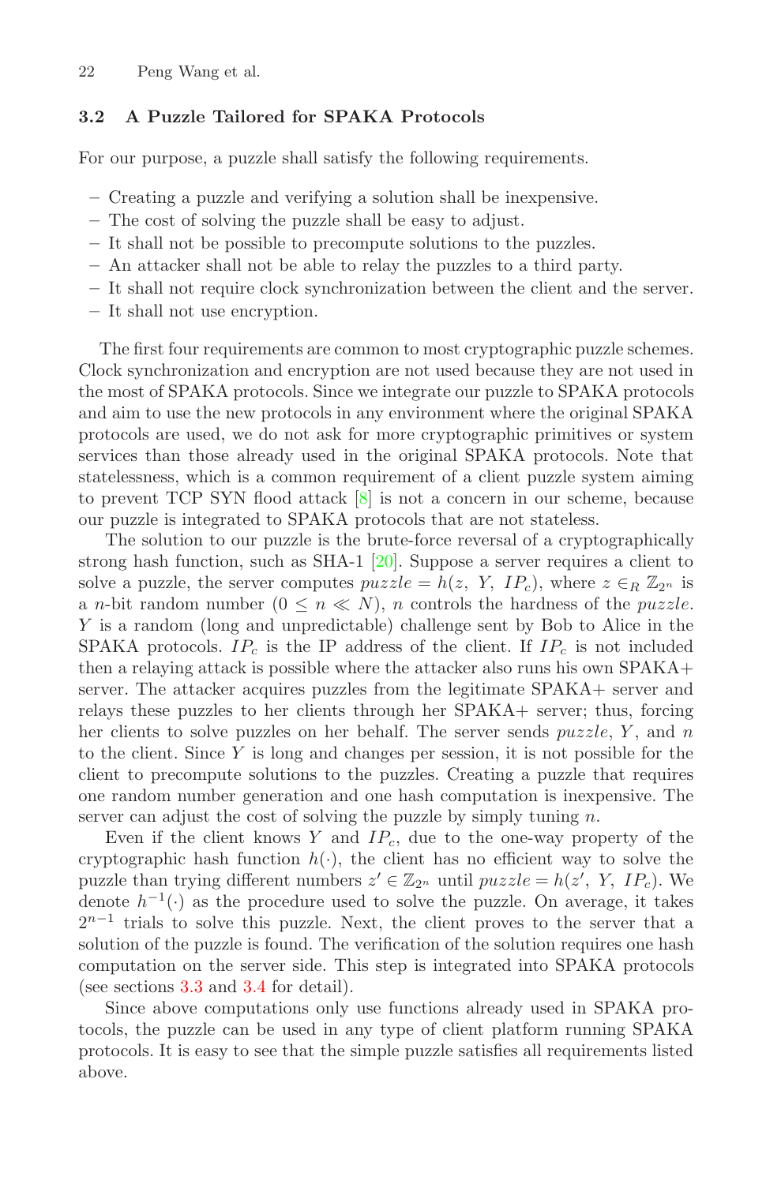### 3.2 A Puzzle Tailored for SPAKA Protocols

For our purpose, a puzzle shall satisfy the following requirements.

- Creating a puzzle and verifying a solution shall be inexpensive.
- The cost of solving the puzzle shall be easy to adjust.
- It shall not be possible to precompute solutions to the puzzles.
- An attacker shall not be able to relay the puzzles to a third party.
- It shall not require clock synchronization between the client and the server.
- It shall not use encryption.

The first four requirements are common to most cryptographic puzzle schemes. Clock synchronization and encryption are not used because they are not used in the most of SPAKA protocols. Since we integrate our puzzle to SPAKA protocols and aim to use the new protocols in any environment where the original SPAKA protocols are used, we do not ask for more cryptographic primitives or system services than those already used in the original SPAKA protocols. Note that statelessness, which is a common requirement of a client puzzle system aiming to prevent TCP SYN flood attack [8] is not a concern in our scheme, because our puzzle is integrated to SPAKA protocols that are not stateless.

The solution to our puzzle is the brute-force reversal of a cryptographically strong hash function, such as SHA-1 [20]. Suppose a server requires a client to solve a puzzle, the server computes $puzzle = h(z,\ Y,\ IP_c)$, where $z \in_R \mathbb{Z}_{2^n}$ is a $n$-bit random number ($0 \leq n \ll N$), $n$ controls the hardness of the $puzzle$. $Y$ is a random (long and unpredictable) challenge sent by Bob to Alice in the SPAKA protocols. $IP_c$ is the IP address of the client. If $IP_c$ is not included then a relaying attack is possible where the attacker also runs his own SPAKA+ server. The attacker acquires puzzles from the legitimate SPAKA+ server and relays these puzzles to her clients through her SPAKA+ server; thus, forcing her clients to solve puzzles on her behalf. The server sends $puzzle$, $Y$, and $n$ to the client. Since $Y$ is long and changes per session, it is not possible for the client to precompute solutions to the puzzles. Creating a puzzle that requires one random number generation and one hash computation is inexpensive. The server can adjust the cost of solving the puzzle by simply tuning $n$.

Even if the client knows $Y$ and $IP_c$, due to the one-way property of the cryptographic hash function $h(\cdot)$, the client has no efficient way to solve the puzzle than trying different numbers $z' \in \mathbb{Z}_{2^n}$ until $puzzle = h(z',\ Y,\ IP_c)$. We denote $h^{-1}(\cdot)$ as the procedure used to solve the puzzle. On average, it takes $2^{n-1}$ trials to solve this puzzle. Next, the client proves to the server that a solution of the puzzle is found. The verification of the solution requires one hash computation on the server side. This step is integrated into SPAKA protocols (see sections 3.3 and 3.4 for detail).

Since above computations only use functions already used in SPAKA protocols, the puzzle can be used in any type of client platform running SPAKA protocols. It is easy to see that the simple puzzle satisfies all requirements listed above.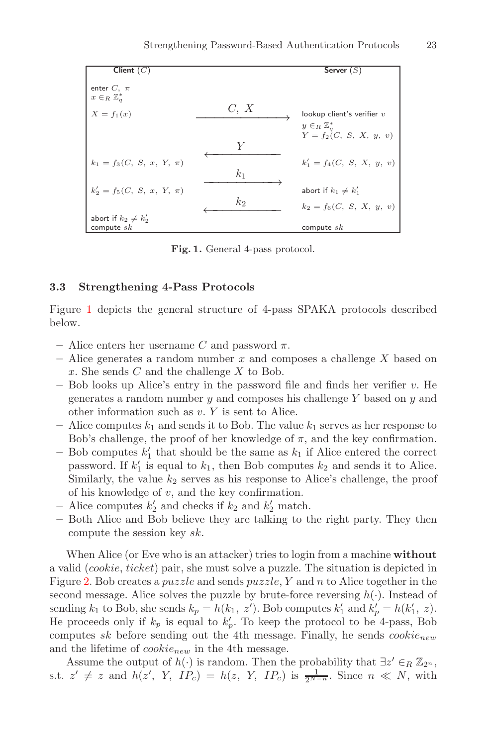| Client ($C$) | | Server ($S$) |
|---|---|---|
| enter $C$, $\pi$ <br> $x \in_R \mathbb{Z}_q^*$ | | |
| $X = f_1(x)$ | $\xrightarrow{C,\ X}$ | lookup client's verifier $v$ <br> $y \in_R \mathbb{Z}_q^*$ <br> $Y = f_2(C,\ S,\ X,\ y,\ v)$ |
| | $\xleftarrow{Y}$ | |
| $k_1 = f_3(C,\ S,\ x,\ Y,\ \pi)$ | | $k_1' = f_4(C,\ S,\ X,\ y,\ v)$ |
| | $\xrightarrow{k_1}$ | |
| $k_2' = f_5(C,\ S,\ x,\ Y,\ \pi)$ | | abort if $k_1 \neq k_1'$ |
| | $\xleftarrow{k_2}$ | $k_2 = f_6(C,\ S,\ X,\ y,\ v)$ |
| abort if $k_2 \neq k_2'$ <br> compute $sk$ | | compute $sk$ |

**Fig. 1.** General 4-pass protocol.

### 3.3 Strengthening 4-Pass Protocols

Figure 1 depicts the general structure of 4-pass SPAKA protocols described below.

- Alice enters her username $C$ and password $\pi$.
- Alice generates a random number $x$ and composes a challenge $X$ based on $x$. She sends $C$ and the challenge $X$ to Bob.
- Bob looks up Alice's entry in the password file and finds her verifier $v$. He generates a random number $y$ and composes his challenge $Y$ based on $y$ and other information such as $v$. $Y$ is sent to Alice.
- Alice computes $k_1$ and sends it to Bob. The value $k_1$ serves as her response to Bob's challenge, the proof of her knowledge of $\pi$, and the key confirmation.
- Bob computes $k_1'$ that should be the same as $k_1$ if Alice entered the correct password. If $k_1'$ is equal to $k_1$, then Bob computes $k_2$ and sends it to Alice. Similarly, the value $k_2$ serves as his response to Alice's challenge, the proof of his knowledge of $v$, and the key confirmation.
- Alice computes $k_2'$ and checks if $k_2$ and $k_2'$ match.
- Both Alice and Bob believe they are talking to the right party. They then compute the session key $sk$.

When Alice (or Eve who is an attacker) tries to login from a machine **without** a valid (*cookie*, *ticket*) pair, she must solve a puzzle. The situation is depicted in Figure 2. Bob creates a *puzzle* and sends *puzzle*, $Y$ and $n$ to Alice together in the second message. Alice solves the puzzle by brute-force reversing $h(\cdot)$. Instead of sending $k_1$ to Bob, she sends $k_p = h(k_1,\ z')$. Bob computes $k_1'$ and $k_p' = h(k_1',\ z)$. He proceeds only if $k_p$ is equal to $k_p'$. To keep the protocol to be 4-pass, Bob computes $sk$ before sending out the 4th message. Finally, he sends $cookie_{new}$ and the lifetime of $cookie_{new}$ in the 4th message.

Assume the output of $h(\cdot)$ is random. Then the probability that $\exists z' \in_R \mathbb{Z}_{2^n}$, s.t. $z' \neq z$ and $h(z',\ Y,\ IP_c) = h(z,\ Y,\ IP_c)$ is $\frac{1}{2^{N-n}}$. Since $n \ll N$, with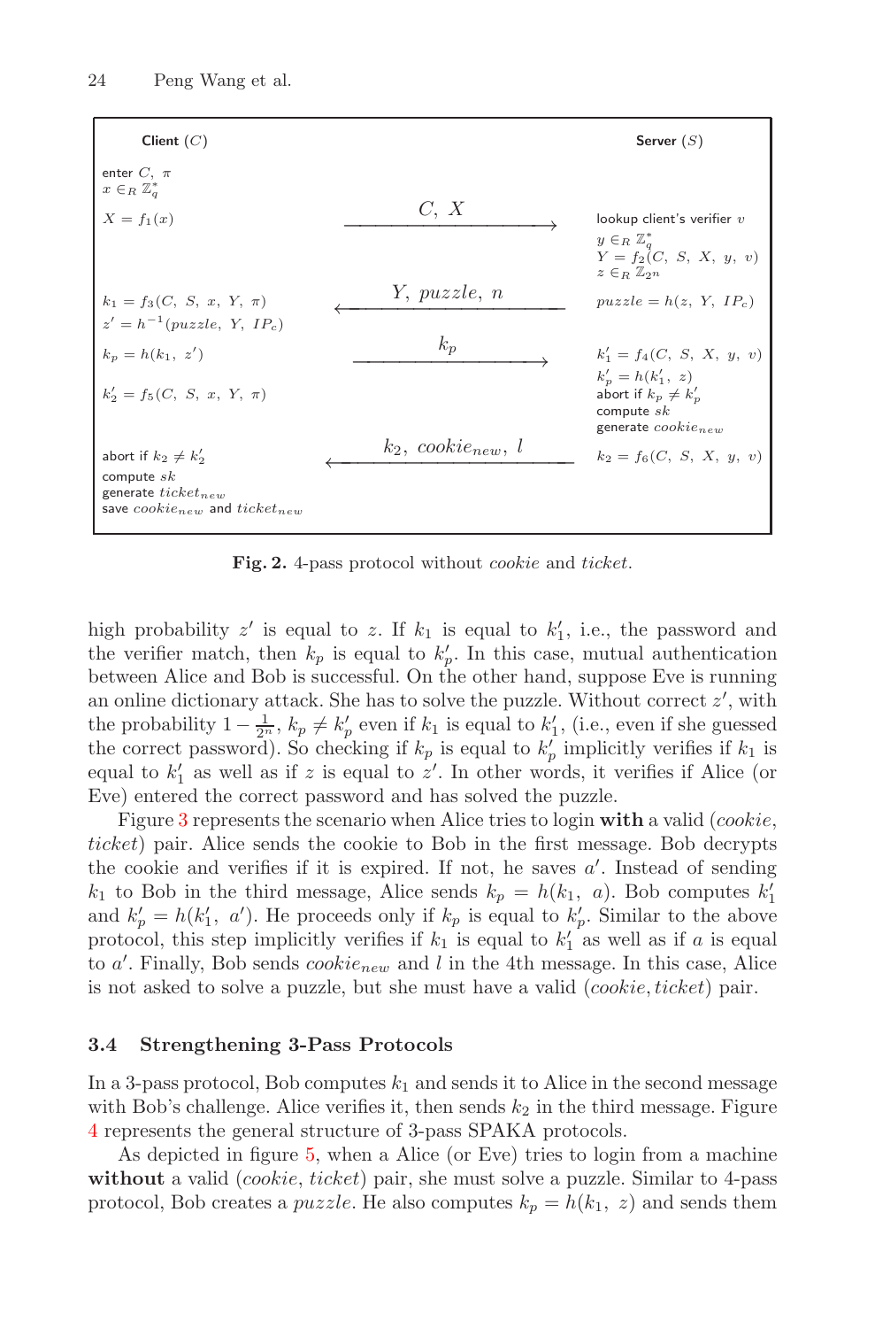| Client ($C$) | | Server ($S$) |
|---|---|---|
| enter $C,\ \pi$<br>$x \in_R \mathbb{Z}_q^*$ | | |
| $X = f_1(x)$ | $\xrightarrow{\quad C,\ X \quad}$ | lookup client's verifier $v$<br>$y \in_R \mathbb{Z}_q^*$<br>$Y = f_2(C,\ S,\ X,\ y,\ v)$<br>$z \in_R \mathbb{Z}_{2^n}$ |
| $k_1 = f_3(C,\ S,\ x,\ Y,\ \pi)$<br>$z' = h^{-1}(puzzle,\ Y,\ IP_c)$ | $\xleftarrow{\quad Y,\ puzzle,\ n \quad}$ | $puzzle = h(z,\ Y,\ IP_c)$ |
| $k_p = h(k_1,\ z')$ | $\xrightarrow{\quad k_p \quad}$ | $k_1' = f_4(C,\ S,\ X,\ y,\ v)$<br>$k_p' = h(k_1',\ z)$<br>abort if $k_p \neq k_p'$<br>compute $sk$<br>generate $cookie_{new}$ |
| $k_2' = f_5(C,\ S,\ x,\ Y,\ \pi)$ | | |
| abort if $k_2 \neq k_2'$<br>compute $sk$<br>generate $ticket_{new}$<br>save $cookie_{new}$ and $ticket_{new}$ | $\xleftarrow{\quad k_2,\ cookie_{new},\ l \quad}$ | $k_2 = f_6(C,\ S,\ X,\ y,\ v)$ |

**Fig. 2.** 4-pass protocol without *cookie* and *ticket*.

high probability $z'$ is equal to $z$. If $k_1$ is equal to $k_1'$, i.e., the password and the verifier match, then $k_p$ is equal to $k_p'$. In this case, mutual authentication between Alice and Bob is successful. On the other hand, suppose Eve is running an online dictionary attack. She has to solve the puzzle. Without correct $z'$, with the probability $1 - \frac{1}{2^n}$, $k_p \neq k_p'$ even if $k_1$ is equal to $k_1'$, (i.e., even if she guessed the correct password). So checking if $k_p$ is equal to $k_p'$ implicitly verifies if $k_1$ is equal to $k_1'$ as well as if $z$ is equal to $z'$. In other words, it verifies if Alice (or Eve) entered the correct password and has solved the puzzle.

Figure 3 represents the scenario when Alice tries to login **with** a valid (*cookie*, *ticket*) pair. Alice sends the cookie to Bob in the first message. Bob decrypts the cookie and verifies if it is expired. If not, he saves $a'$. Instead of sending $k_1$ to Bob in the third message, Alice sends $k_p = h(k_1,\ a)$. Bob computes $k_1'$ and $k_p' = h(k_1',\ a')$. He proceeds only if $k_p$ is equal to $k_p'$. Similar to the above protocol, this step implicitly verifies if $k_1$ is equal to $k_1'$ as well as if $a$ is equal to $a'$. Finally, Bob sends $cookie_{new}$ and $l$ in the 4th message. In this case, Alice is not asked to solve a puzzle, but she must have a valid (*cookie*, *ticket*) pair.

### 3.4 Strengthening 3-Pass Protocols

In a 3-pass protocol, Bob computes $k_1$ and sends it to Alice in the second message with Bob's challenge. Alice verifies it, then sends $k_2$ in the third message. Figure 4 represents the general structure of 3-pass SPAKA protocols.

As depicted in figure 5, when a Alice (or Eve) tries to login from a machine **without** a valid (*cookie*, *ticket*) pair, she must solve a puzzle. Similar to 4-pass protocol, Bob creates a *puzzle*. He also computes $k_p = h(k_1,\ z)$ and sends them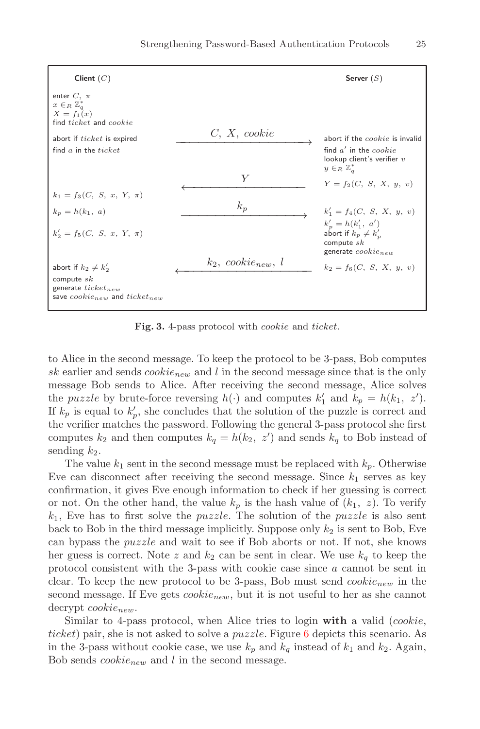| Client ($C$) | | Server ($S$) |
|---|---|---|
| enter $C$, $\pi$<br>$x \in_R \mathbb{Z}_q^*$<br>$X = f_1(x)$<br>find *ticket* and *cookie* | | |
| abort if *ticket* is expired<br>find $a$ in the *ticket* | $C,\ X,\ cookie$ $\longrightarrow$ | abort if the *cookie* is invalid<br>find $a'$ in the *cookie*<br>lookup client's verifier $v$<br>$y \in_R \mathbb{Z}_q^*$ |
| | $\longleftarrow$ $Y$ | $Y = f_2(C,\ S,\ X,\ y,\ v)$ |
| $k_1 = f_3(C,\ S,\ x,\ Y,\ \pi)$ | | |
| $k_p = h(k_1,\ a)$ | $k_p$ $\longrightarrow$ | $k_1' = f_4(C,\ S,\ X,\ y,\ v)$ |
| $k_2' = f_5(C,\ S,\ x,\ Y,\ \pi)$ | | $k_p' = h(k_1',\ a')$<br>abort if $k_p \neq k_p'$<br>compute $sk$<br>generate $cookie_{new}$ |
| abort if $k_2 \neq k_2'$<br>compute $sk$<br>generate $ticket_{new}$<br>save $cookie_{new}$ and $ticket_{new}$ | $\longleftarrow$ $k_2,\ cookie_{new},\ l$ | $k_2 = f_6(C,\ S,\ X,\ y,\ v)$ |

**Fig. 3.** 4-pass protocol with *cookie* and *ticket*.

to Alice in the second message. To keep the protocol to be 3-pass, Bob computes $sk$ earlier and sends $cookie_{new}$ and $l$ in the second message since that is the only message Bob sends to Alice. After receiving the second message, Alice solves the *puzzle* by brute-force reversing $h(\cdot)$ and computes $k_1'$ and $k_p = h(k_1,\ z')$. If $k_p$ is equal to $k_p'$, she concludes that the solution of the puzzle is correct and the verifier matches the password. Following the general 3-pass protocol she first computes $k_2$ and then computes $k_q = h(k_2,\ z')$ and sends $k_q$ to Bob instead of sending $k_2$.

The value $k_1$ sent in the second message must be replaced with $k_p$. Otherwise Eve can disconnect after receiving the second message. Since $k_1$ serves as key confirmation, it gives Eve enough information to check if her guessing is correct or not. On the other hand, the value $k_p$ is the hash value of $(k_1,\ z)$. To verify $k_1$, Eve has to first solve the *puzzle*. The solution of the *puzzle* is also sent back to Bob in the third message implicitly. Suppose only $k_2$ is sent to Bob, Eve can bypass the *puzzle* and wait to see if Bob aborts or not. If not, she knows her guess is correct. Note $z$ and $k_2$ can be sent in clear. We use $k_q$ to keep the protocol consistent with the 3-pass with cookie case since $a$ cannot be sent in clear. To keep the new protocol to be 3-pass, Bob must send $cookie_{new}$ in the second message. If Eve gets $cookie_{new}$, but it is not useful to her as she cannot decrypt $cookie_{new}$.

Similar to 4-pass protocol, when Alice tries to login **with** a valid (*cookie*, *ticket*) pair, she is not asked to solve a *puzzle*. Figure 6 depicts this scenario. As in the 3-pass without cookie case, we use $k_p$ and $k_q$ instead of $k_1$ and $k_2$. Again, Bob sends $cookie_{new}$ and $l$ in the second message.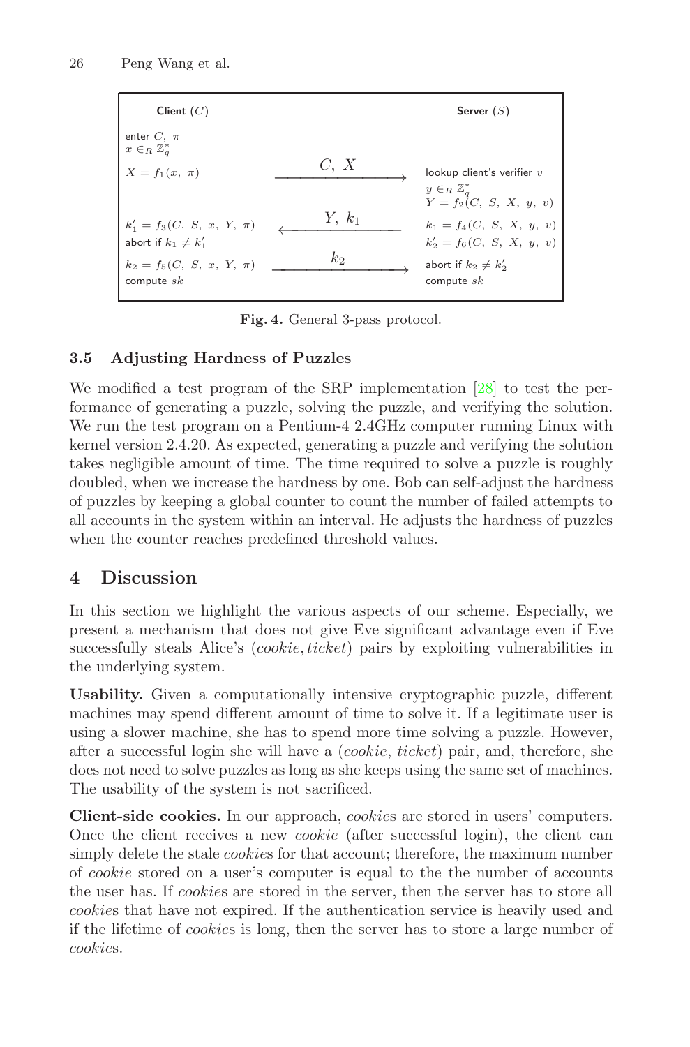| **Client** ($C$) | | **Server** ($S$) |
|---|---|---|
| enter $C,\ \pi$ | | |
| $x \in_R \mathbb{Z}_q^*$ | | |
| $X = f_1(x,\ \pi)$ | $\xrightarrow{\quad C,\ X \quad}$ | lookup client's verifier $v$ |
| | | $y \in_R \mathbb{Z}_q^*$ |
| | | $Y = f_2(C,\ S,\ X,\ y,\ v)$ |
| $k_1' = f_3(C,\ S,\ x,\ Y,\ \pi)$ | $\xleftarrow{\quad Y,\ k_1 \quad}$ | $k_1 = f_4(C,\ S,\ X,\ y,\ v)$ |
| abort if $k_1 \neq k_1'$ | | $k_2' = f_6(C,\ S,\ X,\ y,\ v)$ |
| $k_2 = f_5(C,\ S,\ x,\ Y,\ \pi)$ | $\xrightarrow{\quad k_2 \quad}$ | abort if $k_2 \neq k_2'$ |
| compute $sk$ | | compute $sk$ |

**Fig. 4.** General 3-pass protocol.

### 3.5 Adjusting Hardness of Puzzles

We modified a test program of the SRP implementation [28] to test the performance of generating a puzzle, solving the puzzle, and verifying the solution. We run the test program on a Pentium-4 2.4GHz computer running Linux with kernel version 2.4.20. As expected, generating a puzzle and verifying the solution takes negligible amount of time. The time required to solve a puzzle is roughly doubled, when we increase the hardness by one. Bob can self-adjust the hardness of puzzles by keeping a global counter to count the number of failed attempts to all accounts in the system within an interval. He adjusts the hardness of puzzles when the counter reaches predefined threshold values.

## 4 Discussion

In this section we highlight the various aspects of our scheme. Especially, we present a mechanism that does not give Eve significant advantage even if Eve successfully steals Alice's (*cookie*, *ticket*) pairs by exploiting vulnerabilities in the underlying system.

**Usability.** Given a computationally intensive cryptographic puzzle, different machines may spend different amount of time to solve it. If a legitimate user is using a slower machine, she has to spend more time solving a puzzle. However, after a successful login she will have a (*cookie*, *ticket*) pair, and, therefore, she does not need to solve puzzles as long as she keeps using the same set of machines. The usability of the system is not sacrificed.

**Client-side cookies.** In our approach, *cookie*s are stored in users' computers. Once the client receives a new *cookie* (after successful login), the client can simply delete the stale *cookie*s for that account; therefore, the maximum number of *cookie* stored on a user's computer is equal to the the number of accounts the user has. If *cookie*s are stored in the server, then the server has to store all *cookie*s that have not expired. If the authentication service is heavily used and if the lifetime of *cookie*s is long, then the server has to store a large number of *cookie*s.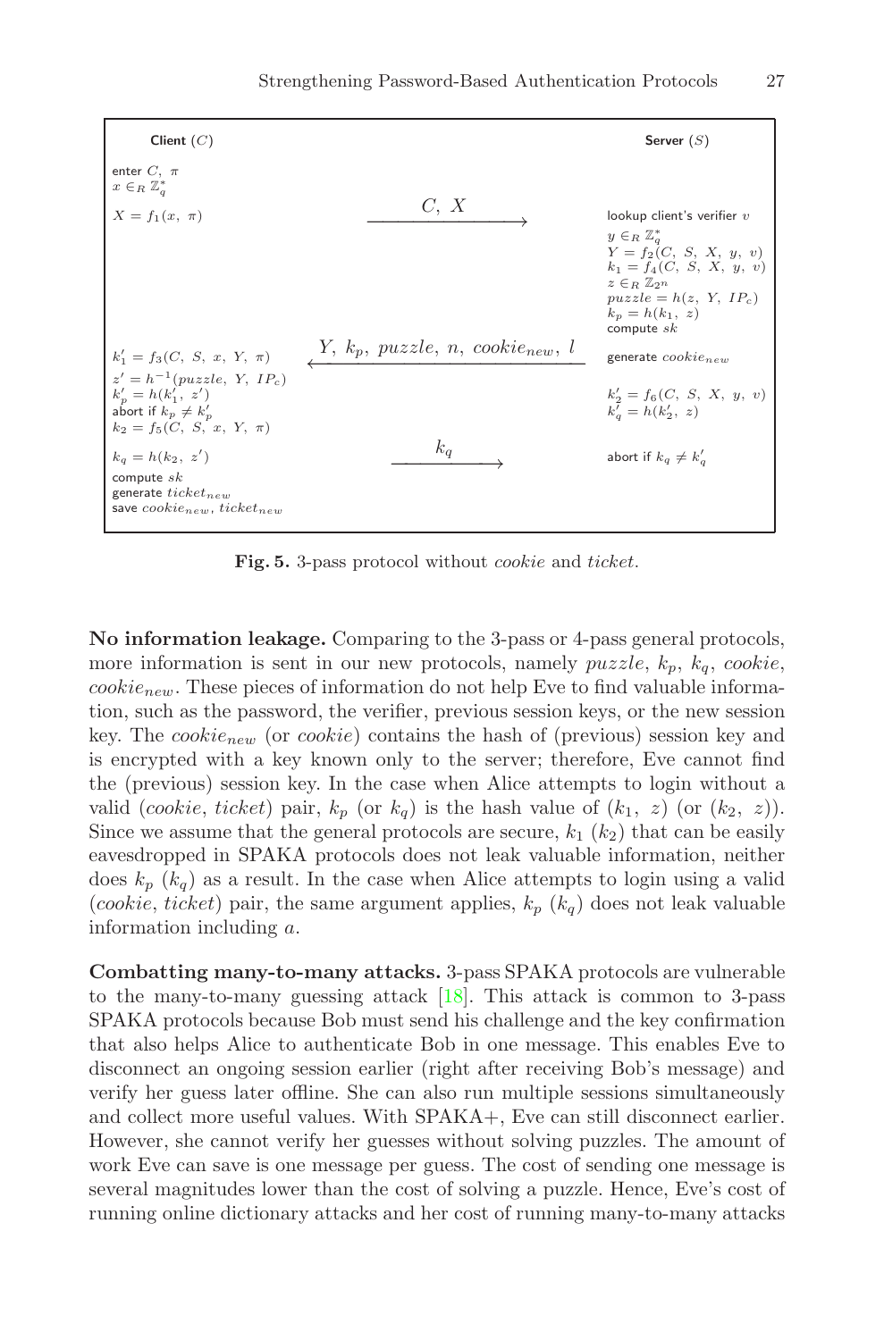| Client ($C$) | | Server ($S$) |
| --- | --- | --- |
| enter $C,\ \pi$<br>$x \in_R \mathbb{Z}_q^*$<br>$X = f_1(x,\ \pi)$ | $\xrightarrow{\quad C,\ X \quad}$ | lookup client's verifier $v$<br>$y \in_R \mathbb{Z}_q^*$<br>$Y = f_2(C,\ S,\ X,\ y,\ v)$<br>$k_1 = f_4(C,\ S,\ X,\ y,\ v)$<br>$z \in_R \mathbb{Z}_{2^n}$<br>$puzzle = h(z,\ Y,\ IP_c)$<br>$k_p = h(k_1,\ z)$<br>compute $sk$ |
| $k_1' = f_3(C,\ S,\ x,\ Y,\ \pi)$<br>$z' = h^{-1}(puzzle,\ Y,\ IP_c)$<br>$k_p' = h(k_1',\ z')$<br>abort if $k_p \neq k_p'$<br>$k_2 = f_5(C,\ S,\ x,\ Y,\ \pi)$ | $\xleftarrow{\quad Y,\ k_p,\ puzzle,\ n,\ cookie_{new},\ l \quad}$ | generate $cookie_{new}$<br>$k_2' = f_6(C,\ S,\ X,\ y,\ v)$<br>$k_q' = h(k_2',\ z)$ |
| $k_q = h(k_2,\ z')$<br>compute $sk$<br>generate $ticket_{new}$<br>save $cookie_{new}$, $ticket_{new}$ | $\xrightarrow{\quad k_q \quad}$ | abort if $k_q \neq k_q'$ |

**Fig. 5.** 3-pass protocol without *cookie* and *ticket*.

**No information leakage.** Comparing to the 3-pass or 4-pass general protocols, more information is sent in our new protocols, namely *puzzle*, $k_p$, $k_q$, *cookie*, $cookie_{new}$. These pieces of information do not help Eve to find valuable information, such as the password, the verifier, previous session keys, or the new session key. The $cookie_{new}$ (or *cookie*) contains the hash of (previous) session key and is encrypted with a key known only to the server; therefore, Eve cannot find the (previous) session key. In the case when Alice attempts to login without a valid (*cookie*, *ticket*) pair, $k_p$ (or $k_q$) is the hash value of $(k_1,\ z)$ (or $(k_2,\ z)$). Since we assume that the general protocols are secure, $k_1$ ($k_2$) that can be easily eavesdropped in SPAKA protocols does not leak valuable information, neither does $k_p$ ($k_q$) as a result. In the case when Alice attempts to login using a valid (*cookie*, *ticket*) pair, the same argument applies, $k_p$ ($k_q$) does not leak valuable information including $a$.

**Combatting many-to-many attacks.** 3-pass SPAKA protocols are vulnerable to the many-to-many guessing attack [18]. This attack is common to 3-pass SPAKA protocols because Bob must send his challenge and the key confirmation that also helps Alice to authenticate Bob in one message. This enables Eve to disconnect an ongoing session earlier (right after receiving Bob's message) and verify her guess later offline. She can also run multiple sessions simultaneously and collect more useful values. With SPAKA+, Eve can still disconnect earlier. However, she cannot verify her guesses without solving puzzles. The amount of work Eve can save is one message per guess. The cost of sending one message is several magnitudes lower than the cost of solving a puzzle. Hence, Eve's cost of running online dictionary attacks and her cost of running many-to-many attacks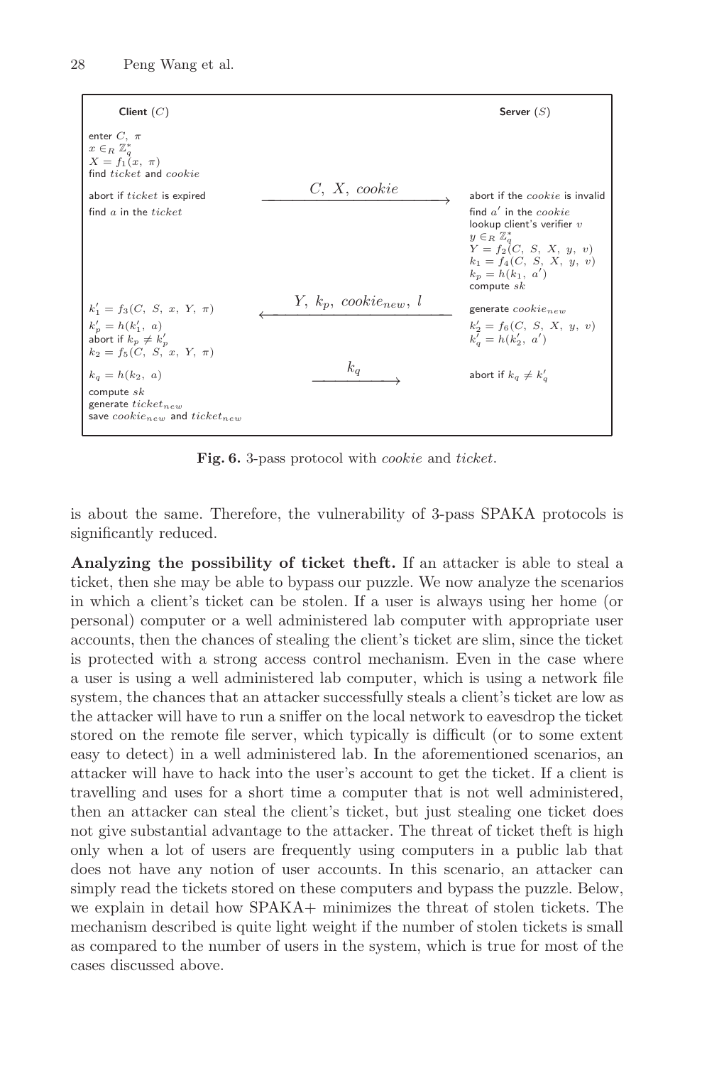| Client ($C$) | | Server ($S$) |
|---|---|---|
| enter $C,\ \pi$ <br> $x \in_R \mathbb{Z}_q^*$ <br> $X = f_1(x,\ \pi)$ <br> find $ticket$ and $cookie$ | | |
| abort if $ticket$ is expired | $\xrightarrow{\quad C,\ X,\ cookie \quad}$ | abort if the $cookie$ is invalid |
| find $a$ in the $ticket$ | | find $a'$ in the $cookie$ <br> lookup client's verifier $v$ <br> $y \in_R \mathbb{Z}_q^*$ <br> $Y = f_2(C,\ S,\ X,\ y,\ v)$ <br> $k_1 = f_4(C,\ S,\ X,\ y,\ v)$ <br> $k_p = h(k_1,\ a')$ <br> compute $sk$ |
| $k_1' = f_3(C,\ S,\ x,\ Y,\ \pi)$ <br> $k_p' = h(k_1',\ a)$ <br> abort if $k_p \neq k_p'$ <br> $k_2 = f_5(C,\ S,\ x,\ Y,\ \pi)$ | $\xleftarrow{\quad Y,\ k_p,\ cookie_{new},\ l \quad}$ | generate $cookie_{new}$ <br> $k_2' = f_6(C,\ S,\ X,\ y,\ v)$ <br> $k_q' = h(k_2',\ a')$ |
| $k_q = h(k_2,\ a)$ <br> compute $sk$ <br> generate $ticket_{new}$ <br> save $cookie_{new}$ and $ticket_{new}$ | $\xrightarrow{\quad k_q \quad}$ | abort if $k_q \neq k_q'$ |

**Fig. 6.** 3-pass protocol with *cookie* and *ticket*.

is about the same. Therefore, the vulnerability of 3-pass SPAKA protocols is significantly reduced.

**Analyzing the possibility of ticket theft.** If an attacker is able to steal a ticket, then she may be able to bypass our puzzle. We now analyze the scenarios in which a client's ticket can be stolen. If a user is always using her home (or personal) computer or a well administered lab computer with appropriate user accounts, then the chances of stealing the client's ticket are slim, since the ticket is protected with a strong access control mechanism. Even in the case where a user is using a well administered lab computer, which is using a network file system, the chances that an attacker successfully steals a client's ticket are low as the attacker will have to run a sniffer on the local network to eavesdrop the ticket stored on the remote file server, which typically is difficult (or to some extent easy to detect) in a well administered lab. In the aforementioned scenarios, an attacker will have to hack into the user's account to get the ticket. If a client is travelling and uses for a short time a computer that is not well administered, then an attacker can steal the client's ticket, but just stealing one ticket does not give substantial advantage to the attacker. The threat of ticket theft is high only when a lot of users are frequently using computers in a public lab that does not have any notion of user accounts. In this scenario, an attacker can simply read the tickets stored on these computers and bypass the puzzle. Below, we explain in detail how SPAKA+ minimizes the threat of stolen tickets. The mechanism described is quite light weight if the number of stolen tickets is small as compared to the number of users in the system, which is true for most of the cases discussed above.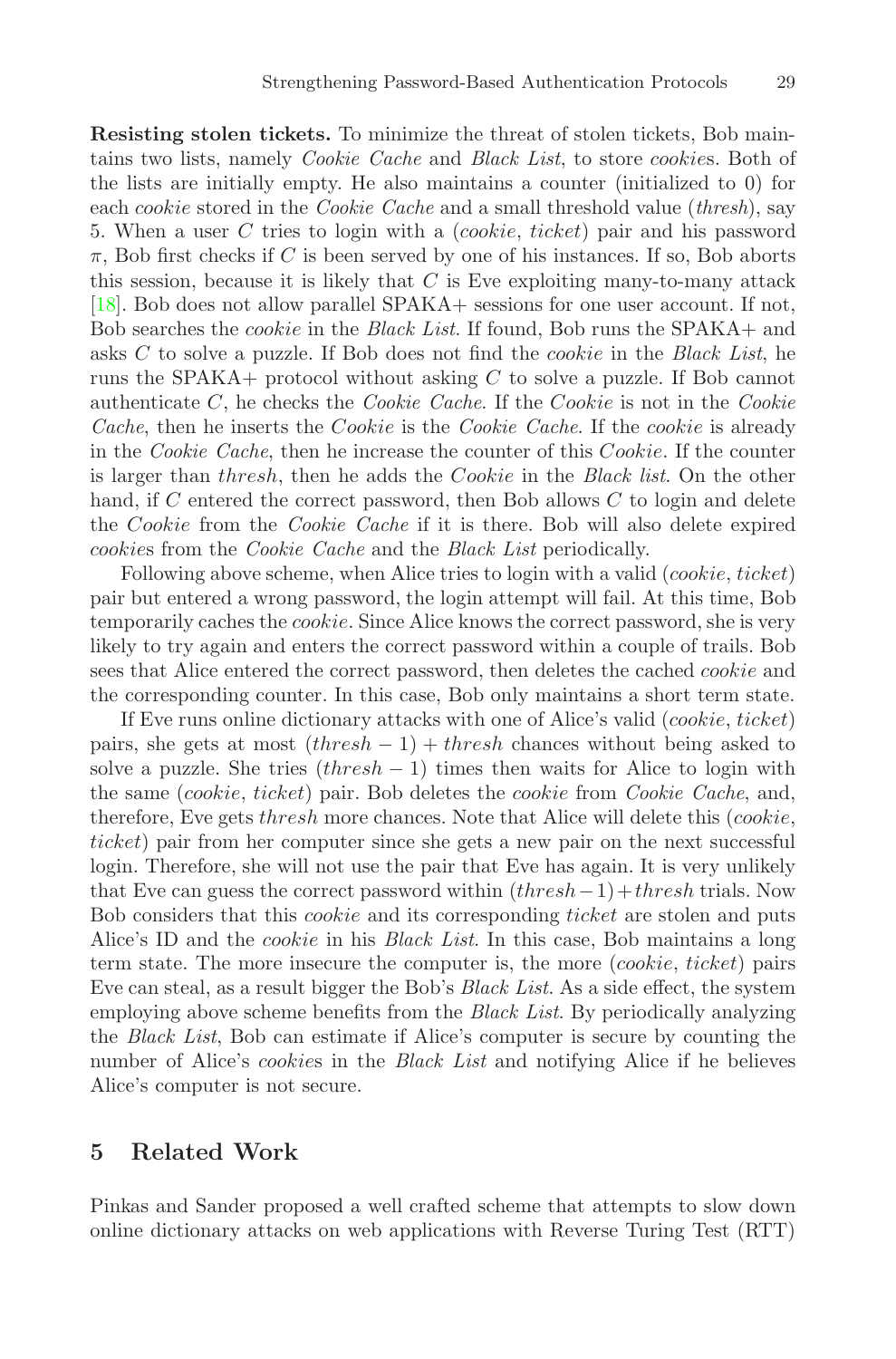**Resisting stolen tickets.** To minimize the threat of stolen tickets, Bob maintains two lists, namely *Cookie Cache* and *Black List*, to store *cookie*s. Both of the lists are initially empty. He also maintains a counter (initialized to 0) for each *cookie* stored in the *Cookie Cache* and a small threshold value (*thresh*), say 5. When a user $C$ tries to login with a (*cookie*, *ticket*) pair and his password $\pi$, Bob first checks if $C$ is been served by one of his instances. If so, Bob aborts this session, because it is likely that $C$ is Eve exploiting many-to-many attack [18]. Bob does not allow parallel SPAKA+ sessions for one user account. If not, Bob searches the *cookie* in the *Black List*. If found, Bob runs the SPAKA+ and asks $C$ to solve a puzzle. If Bob does not find the *cookie* in the *Black List*, he runs the SPAKA+ protocol without asking $C$ to solve a puzzle. If Bob cannot authenticate $C$, he checks the *Cookie Cache*. If the *Cookie* is not in the *Cookie Cache*, then he inserts the *Cookie* is the *Cookie Cache*. If the *cookie* is already in the *Cookie Cache*, then he increase the counter of this *Cookie*. If the counter is larger than *thresh*, then he adds the *Cookie* in the *Black list*. On the other hand, if $C$ entered the correct password, then Bob allows $C$ to login and delete the *Cookie* from the *Cookie Cache* if it is there. Bob will also delete expired *cookie*s from the *Cookie Cache* and the *Black List* periodically.

Following above scheme, when Alice tries to login with a valid (*cookie*, *ticket*) pair but entered a wrong password, the login attempt will fail. At this time, Bob temporarily caches the *cookie*. Since Alice knows the correct password, she is very likely to try again and enters the correct password within a couple of trails. Bob sees that Alice entered the correct password, then deletes the cached *cookie* and the corresponding counter. In this case, Bob only maintains a short term state.

If Eve runs online dictionary attacks with one of Alice's valid (*cookie*, *ticket*) pairs, she gets at most $(thresh - 1) + thresh$ chances without being asked to solve a puzzle. She tries $(thresh - 1)$ times then waits for Alice to login with the same (*cookie*, *ticket*) pair. Bob deletes the *cookie* from *Cookie Cache*, and, therefore, Eve gets *thresh* more chances. Note that Alice will delete this (*cookie*, *ticket*) pair from her computer since she gets a new pair on the next successful login. Therefore, she will not use the pair that Eve has again. It is very unlikely that Eve can guess the correct password within $(thresh - 1) + thresh$ trials. Now Bob considers that this *cookie* and its corresponding *ticket* are stolen and puts Alice's ID and the *cookie* in his *Black List*. In this case, Bob maintains a long term state. The more insecure the computer is, the more (*cookie*, *ticket*) pairs Eve can steal, as a result bigger the Bob's *Black List*. As a side effect, the system employing above scheme benefits from the *Black List*. By periodically analyzing the *Black List*, Bob can estimate if Alice's computer is secure by counting the number of Alice's *cookie*s in the *Black List* and notifying Alice if he believes Alice's computer is not secure.

## 5 Related Work

Pinkas and Sander proposed a well crafted scheme that attempts to slow down online dictionary attacks on web applications with Reverse Turing Test (RTT)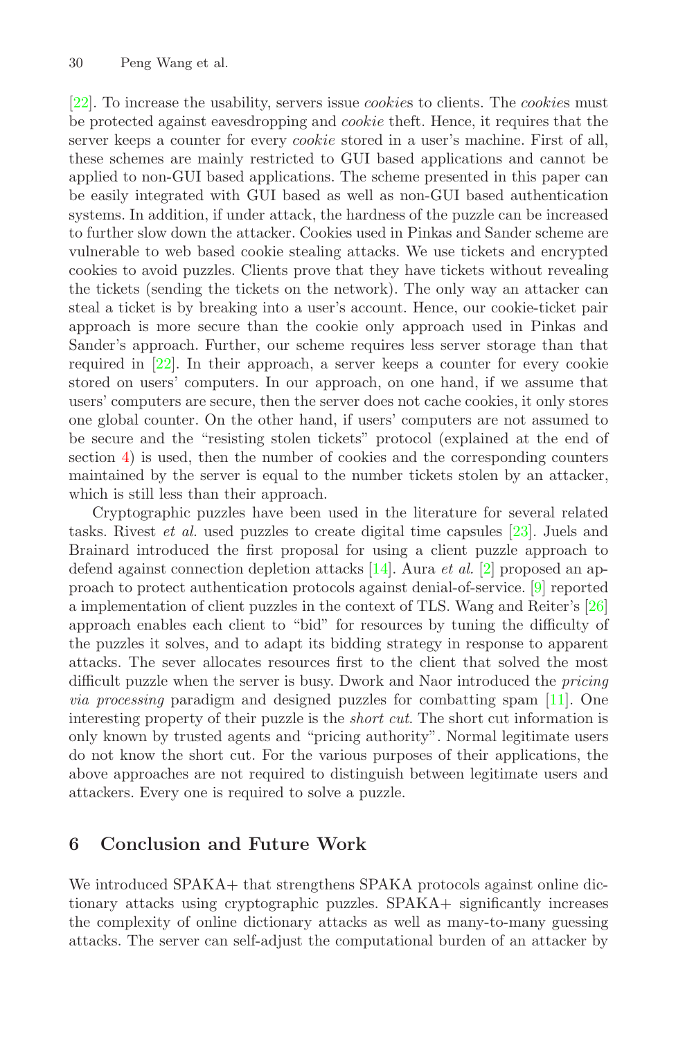[22]. To increase the usability, servers issue *cookie*s to clients. The *cookie*s must be protected against eavesdropping and *cookie* theft. Hence, it requires that the server keeps a counter for every *cookie* stored in a user's machine. First of all, these schemes are mainly restricted to GUI based applications and cannot be applied to non-GUI based applications. The scheme presented in this paper can be easily integrated with GUI based as well as non-GUI based authentication systems. In addition, if under attack, the hardness of the puzzle can be increased to further slow down the attacker. Cookies used in Pinkas and Sander scheme are vulnerable to web based cookie stealing attacks. We use tickets and encrypted cookies to avoid puzzles. Clients prove that they have tickets without revealing the tickets (sending the tickets on the network). The only way an attacker can steal a ticket is by breaking into a user's account. Hence, our cookie-ticket pair approach is more secure than the cookie only approach used in Pinkas and Sander's approach. Further, our scheme requires less server storage than that required in [22]. In their approach, a server keeps a counter for every cookie stored on users' computers. In our approach, on one hand, if we assume that users' computers are secure, then the server does not cache cookies, it only stores one global counter. On the other hand, if users' computers are not assumed to be secure and the "resisting stolen tickets" protocol (explained at the end of section 4) is used, then the number of cookies and the corresponding counters maintained by the server is equal to the number tickets stolen by an attacker, which is still less than their approach.

Cryptographic puzzles have been used in the literature for several related tasks. Rivest *et al.* used puzzles to create digital time capsules [23]. Juels and Brainard introduced the first proposal for using a client puzzle approach to defend against connection depletion attacks [14]. Aura *et al.* [2] proposed an approach to protect authentication protocols against denial-of-service. [9] reported a implementation of client puzzles in the context of TLS. Wang and Reiter's [26] approach enables each client to "bid" for resources by tuning the difficulty of the puzzles it solves, and to adapt its bidding strategy in response to apparent attacks. The sever allocates resources first to the client that solved the most difficult puzzle when the server is busy. Dwork and Naor introduced the *pricing via processing* paradigm and designed puzzles for combatting spam [11]. One interesting property of their puzzle is the *short cut*. The short cut information is only known by trusted agents and "pricing authority". Normal legitimate users do not know the short cut. For the various purposes of their applications, the above approaches are not required to distinguish between legitimate users and attackers. Every one is required to solve a puzzle.

## 6 Conclusion and Future Work

We introduced SPAKA+ that strengthens SPAKA protocols against online dictionary attacks using cryptographic puzzles. SPAKA+ significantly increases the complexity of online dictionary attacks as well as many-to-many guessing attacks. The server can self-adjust the computational burden of an attacker by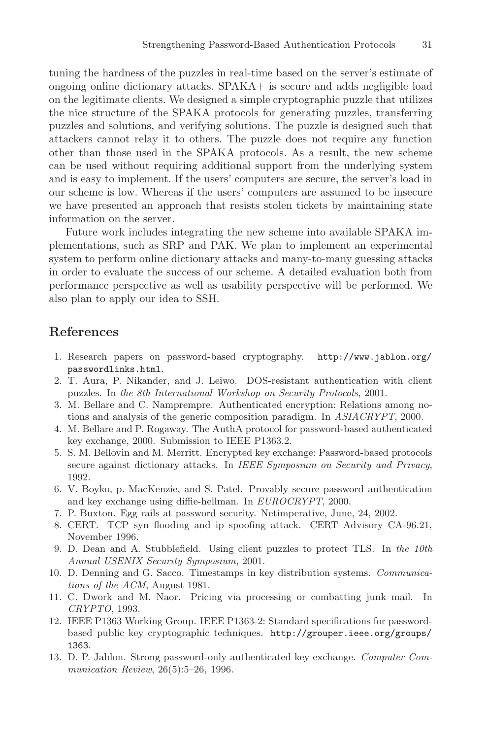tuning the hardness of the puzzles in real-time based on the server's estimate of ongoing online dictionary attacks. SPAKA+ is secure and adds negligible load on the legitimate clients. We designed a simple cryptographic puzzle that utilizes the nice structure of the SPAKA protocols for generating puzzles, transferring puzzles and solutions, and verifying solutions. The puzzle is designed such that attackers cannot relay it to others. The puzzle does not require any function other than those used in the SPAKA protocols. As a result, the new scheme can be used without requiring additional support from the underlying system and is easy to implement. If the users' computers are secure, the server's load in our scheme is low. Whereas if the users' computers are assumed to be insecure we have presented an approach that resists stolen tickets by maintaining state information on the server.

Future work includes integrating the new scheme into available SPAKA implementations, such as SRP and PAK. We plan to implement an experimental system to perform online dictionary attacks and many-to-many guessing attacks in order to evaluate the success of our scheme. A detailed evaluation both from performance perspective as well as usability perspective will be performed. We also plan to apply our idea to SSH.

## References

1. Research papers on password-based cryptography. `http://www.jablon.org/passwordlinks.html`.
2. T. Aura, P. Nikander, and J. Leiwo. DOS-resistant authentication with client puzzles. In *the 8th International Workshop on Security Protocols*, 2001.
3. M. Bellare and C. Namprempre. Authenticated encryption: Relations among notions and analysis of the generic composition paradigm. In *ASIACRYPT*, 2000.
4. M. Bellare and P. Rogaway. The AuthA protocol for password-based authenticated key exchange, 2000. Submission to IEEE P1363.2.
5. S. M. Bellovin and M. Merritt. Encrypted key exchange: Password-based protocols secure against dictionary attacks. In *IEEE Symposium on Security and Privacy*, 1992.
6. V. Boyko, p. MacKenzie, and S. Patel. Provably secure password authentication and key exchange using diffie-hellman. In *EUROCRYPT*, 2000.
7. P. Buxton. Egg rails at password security. Netimperative, June, 24, 2002.
8. CERT. TCP syn flooding and ip spoofing attack. CERT Advisory CA-96.21, November 1996.
9. D. Dean and A. Stubblefield. Using client puzzles to protect TLS. In *the 10th Annual USENIX Security Symposium*, 2001.
10. D. Denning and G. Sacco. Timestamps in key distribution systems. *Communications of the ACM*, August 1981.
11. C. Dwork and M. Naor. Pricing via processing or combatting junk mail. In *CRYPTO*, 1993.
12. IEEE P1363 Working Group. IEEE P1363-2: Standard specifications for password-based public key cryptographic techniques. `http://grouper.ieee.org/groups/1363`.
13. D. P. Jablon. Strong password-only authenticated key exchange. *Computer Communication Review*, 26(5):5–26, 1996.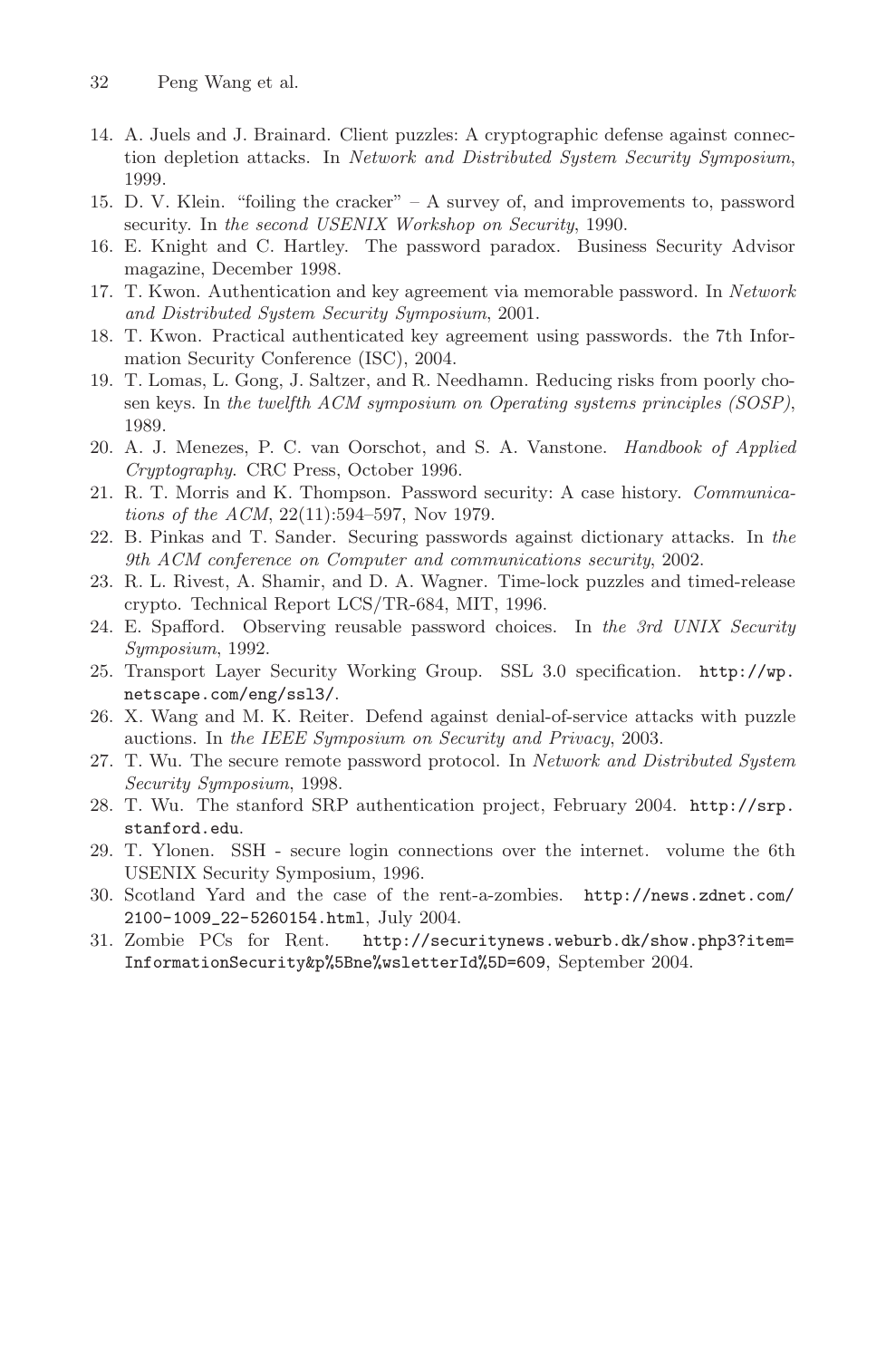14. A. Juels and J. Brainard. Client puzzles: A cryptographic defense against connection depletion attacks. In *Network and Distributed System Security Symposium*, 1999.
15. D. V. Klein. "foiling the cracker" – A survey of, and improvements to, password security. In *the second USENIX Workshop on Security*, 1990.
16. E. Knight and C. Hartley. The password paradox. Business Security Advisor magazine, December 1998.
17. T. Kwon. Authentication and key agreement via memorable password. In *Network and Distributed System Security Symposium*, 2001.
18. T. Kwon. Practical authenticated key agreement using passwords. the 7th Information Security Conference (ISC), 2004.
19. T. Lomas, L. Gong, J. Saltzer, and R. Needhamn. Reducing risks from poorly chosen keys. In *the twelfth ACM symposium on Operating systems principles (SOSP)*, 1989.
20. A. J. Menezes, P. C. van Oorschot, and S. A. Vanstone. *Handbook of Applied Cryptography*. CRC Press, October 1996.
21. R. T. Morris and K. Thompson. Password security: A case history. *Communications of the ACM*, 22(11):594–597, Nov 1979.
22. B. Pinkas and T. Sander. Securing passwords against dictionary attacks. In *the 9th ACM conference on Computer and communications security*, 2002.
23. R. L. Rivest, A. Shamir, and D. A. Wagner. Time-lock puzzles and timed-release crypto. Technical Report LCS/TR-684, MIT, 1996.
24. E. Spafford. Observing reusable password choices. In *the 3rd UNIX Security Symposium*, 1992.
25. Transport Layer Security Working Group. SSL 3.0 specification. `http://wp.netscape.com/eng/ssl3/`.
26. X. Wang and M. K. Reiter. Defend against denial-of-service attacks with puzzle auctions. In *the IEEE Symposium on Security and Privacy*, 2003.
27. T. Wu. The secure remote password protocol. In *Network and Distributed System Security Symposium*, 1998.
28. T. Wu. The stanford SRP authentication project, February 2004. `http://srp.stanford.edu`.
29. T. Ylonen. SSH - secure login connections over the internet. volume the 6th USENIX Security Symposium, 1996.
30. Scotland Yard and the case of the rent-a-zombies. `http://news.zdnet.com/2100-1009_22-5260154.html`, July 2004.
31. Zombie PCs for Rent. `http://securitynews.weburb.dk/show.php3?item=InformationSecurity&p%5Bne%wsletterId%5D=609`, September 2004.